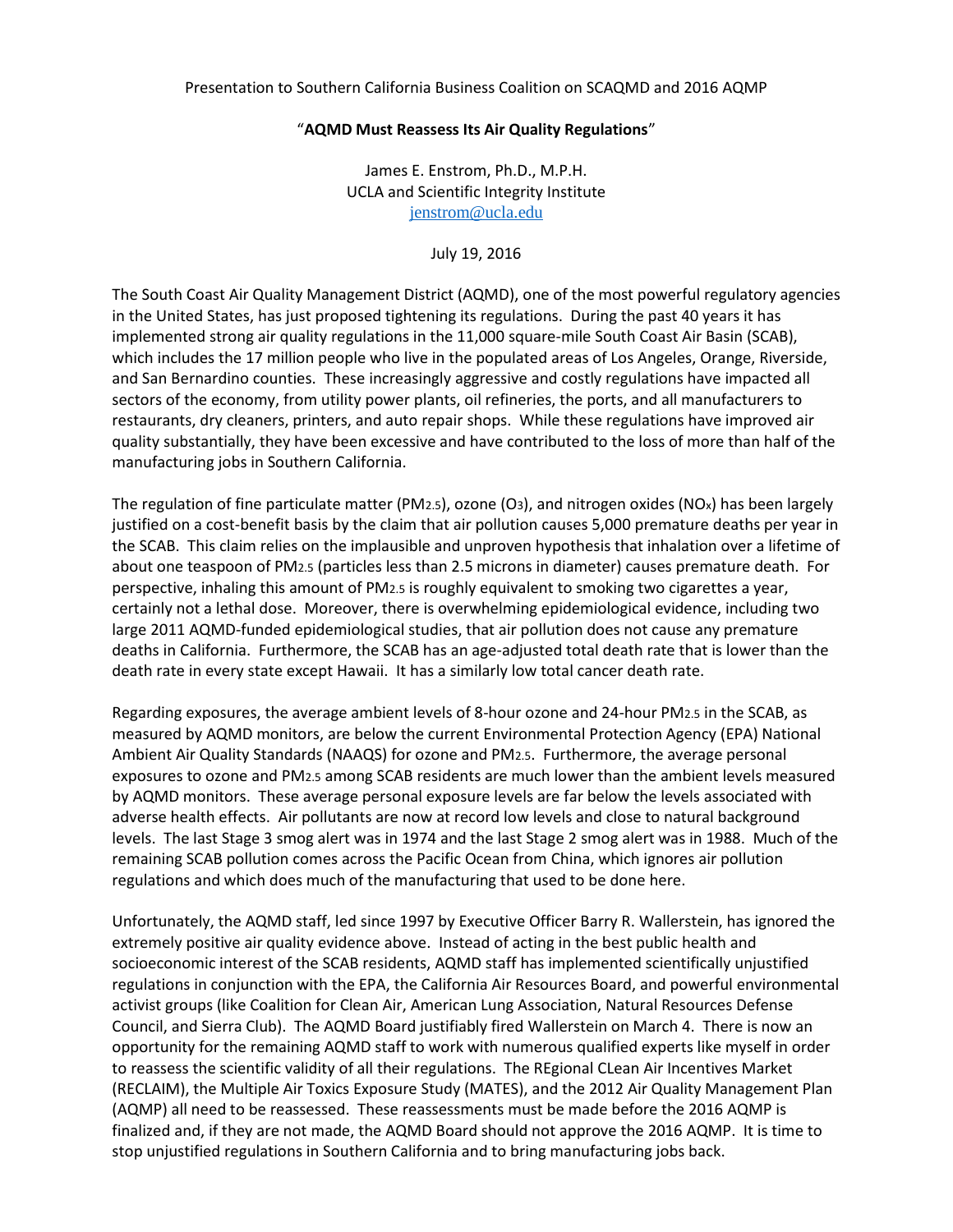Presentation to Southern California Business Coalition on SCAQMD and 2016 AQMP

"**AQMD Must Reassess Its Air Quality Regulations**"

James E. Enstrom, Ph.D., M.P.H.
UCLA and Scientific Integrity Institute
jenstrom@ucla.edu

July 19, 2016

The South Coast Air Quality Management District (AQMD), one of the most powerful regulatory agencies in the United States, has just proposed tightening its regulations. During the past 40 years it has implemented strong air quality regulations in the 11,000 square-mile South Coast Air Basin (SCAB), which includes the 17 million people who live in the populated areas of Los Angeles, Orange, Riverside, and San Bernardino counties. These increasingly aggressive and costly regulations have impacted all sectors of the economy, from utility power plants, oil refineries, the ports, and all manufacturers to restaurants, dry cleaners, printers, and auto repair shops. While these regulations have improved air quality substantially, they have been excessive and have contributed to the loss of more than half of the manufacturing jobs in Southern California.

The regulation of fine particulate matter ($PM_{2.5}$), ozone ($O_3$), and nitrogen oxides ($NO_x$) has been largely justified on a cost-benefit basis by the claim that air pollution causes 5,000 premature deaths per year in the SCAB. This claim relies on the implausible and unproven hypothesis that inhalation over a lifetime of about one teaspoon of $PM_{2.5}$ (particles less than 2.5 microns in diameter) causes premature death. For perspective, inhaling this amount of $PM_{2.5}$ is roughly equivalent to smoking two cigarettes a year, certainly not a lethal dose. Moreover, there is overwhelming epidemiological evidence, including two large 2011 AQMD-funded epidemiological studies, that air pollution does not cause any premature deaths in California. Furthermore, the SCAB has an age-adjusted total death rate that is lower than the death rate in every state except Hawaii. It has a similarly low total cancer death rate.

Regarding exposures, the average ambient levels of 8-hour ozone and 24-hour $PM_{2.5}$ in the SCAB, as measured by AQMD monitors, are below the current Environmental Protection Agency (EPA) National Ambient Air Quality Standards (NAAQS) for ozone and $PM_{2.5}$. Furthermore, the average personal exposures to ozone and $PM_{2.5}$ among SCAB residents are much lower than the ambient levels measured by AQMD monitors. These average personal exposure levels are far below the levels associated with adverse health effects. Air pollutants are now at record low levels and close to natural background levels. The last Stage 3 smog alert was in 1974 and the last Stage 2 smog alert was in 1988. Much of the remaining SCAB pollution comes across the Pacific Ocean from China, which ignores air pollution regulations and which does much of the manufacturing that used to be done here.

Unfortunately, the AQMD staff, led since 1997 by Executive Officer Barry R. Wallerstein, has ignored the extremely positive air quality evidence above. Instead of acting in the best public health and socioeconomic interest of the SCAB residents, AQMD staff has implemented scientifically unjustified regulations in conjunction with the EPA, the California Air Resources Board, and powerful environmental activist groups (like Coalition for Clean Air, American Lung Association, Natural Resources Defense Council, and Sierra Club). The AQMD Board justifiably fired Wallerstein on March 4. There is now an opportunity for the remaining AQMD staff to work with numerous qualified experts like myself in order to reassess the scientific validity of all their regulations. The REgional CLean Air Incentives Market (RECLAIM), the Multiple Air Toxics Exposure Study (MATES), and the 2012 Air Quality Management Plan (AQMP) all need to be reassessed. These reassessments must be made before the 2016 AQMP is finalized and, if they are not made, the AQMD Board should not approve the 2016 AQMP. It is time to stop unjustified regulations in Southern California and to bring manufacturing jobs back.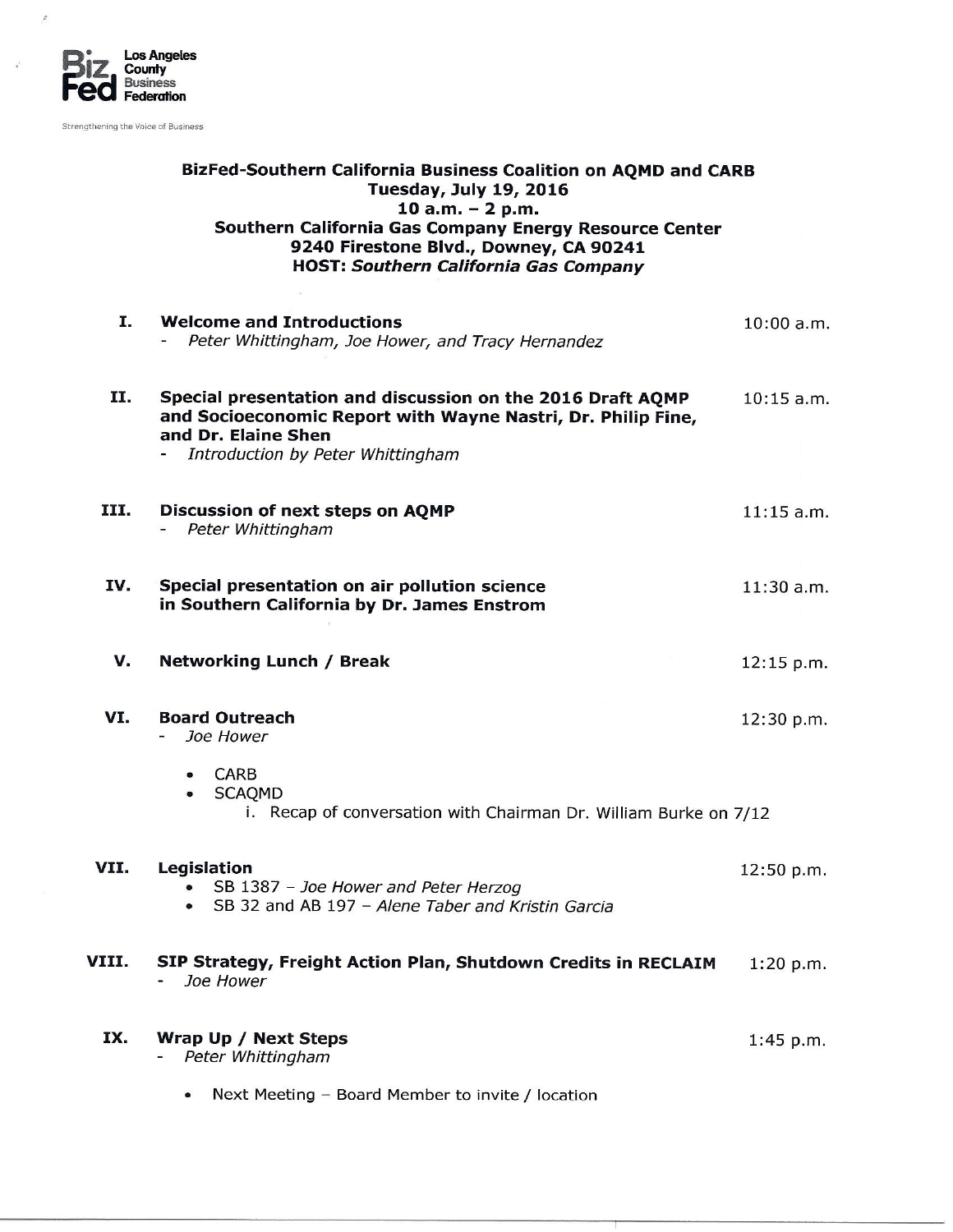**BizFed** Los Angeles County Business Federation

Strengthening the Voice of Business

## BizFed-Southern California Business Coalition on AQMD and CARB

**Tuesday, July 19, 2016**
**10 a.m. – 2 p.m.**
**Southern California Gas Company Energy Resource Center**
**9240 Firestone Blvd., Downey, CA 90241**
**HOST: *Southern California Gas Company***

| | | |
|---|---|---|
| **I.** | **Welcome and Introductions**<br>- *Peter Whittingham, Joe Hower, and Tracy Hernandez* | 10:00 a.m. |
| **II.** | **Special presentation and discussion on the 2016 Draft AQMP and Socioeconomic Report with Wayne Nastri, Dr. Philip Fine, and Dr. Elaine Shen**<br>- *Introduction by Peter Whittingham* | 10:15 a.m. |
| **III.** | **Discussion of next steps on AQMP**<br>- *Peter Whittingham* | 11:15 a.m. |
| **IV.** | **Special presentation on air pollution science in Southern California by Dr. James Enstrom** | 11:30 a.m. |
| **V.** | **Networking Lunch / Break** | 12:15 p.m. |
| **VI.** | **Board Outreach**<br>- *Joe Hower*<br>• CARB<br>• SCAQMD<br>i. Recap of conversation with Chairman Dr. William Burke on 7/12 | 12:30 p.m. |
| **VII.** | **Legislation**<br>• SB 1387 – *Joe Hower and Peter Herzog*<br>• SB 32 and AB 197 – *Alene Taber and Kristin Garcia* | 12:50 p.m. |
| **VIII.** | **SIP Strategy, Freight Action Plan, Shutdown Credits in RECLAIM**<br>- *Joe Hower* | 1:20 p.m. |
| **IX.** | **Wrap Up / Next Steps**<br>- *Peter Whittingham*<br>• Next Meeting – Board Member to invite / location | 1:45 p.m. |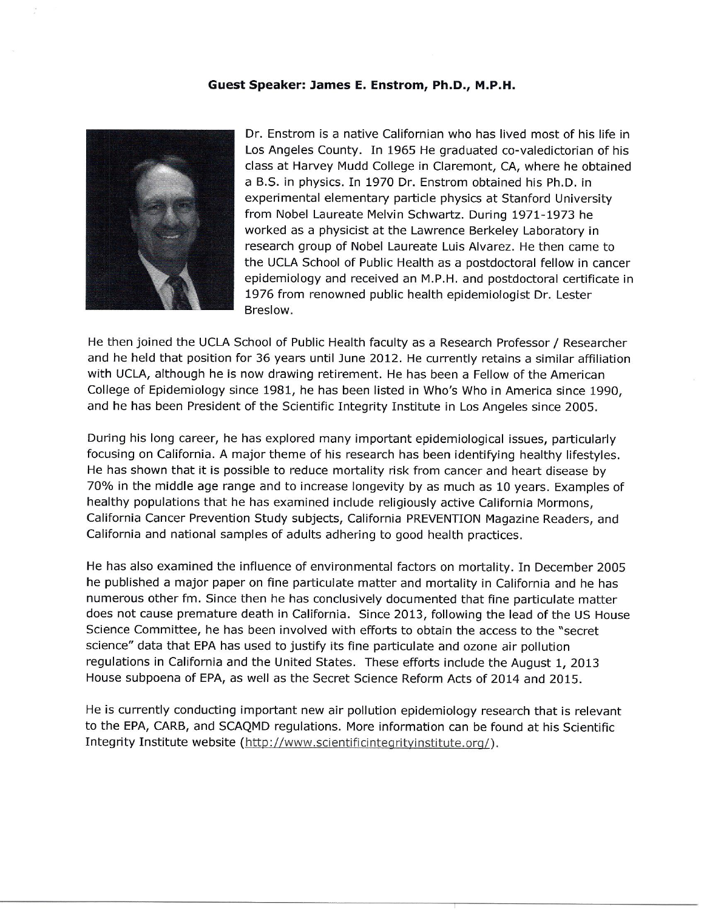**Guest Speaker: James E. Enstrom, Ph.D., M.P.H.**

Dr. Enstrom is a native Californian who has lived most of his life in Los Angeles County. In 1965 He graduated co-valedictorian of his class at Harvey Mudd College in Claremont, CA, where he obtained a B.S. in physics. In 1970 Dr. Enstrom obtained his Ph.D. in experimental elementary particle physics at Stanford University from Nobel Laureate Melvin Schwartz. During 1971-1973 he worked as a physicist at the Lawrence Berkeley Laboratory in research group of Nobel Laureate Luis Alvarez. He then came to the UCLA School of Public Health as a postdoctoral fellow in cancer epidemiology and received an M.P.H. and postdoctoral certificate in 1976 from renowned public health epidemiologist Dr. Lester Breslow.

He then joined the UCLA School of Public Health faculty as a Research Professor / Researcher and he held that position for 36 years until June 2012. He currently retains a similar affiliation with UCLA, although he is now drawing retirement. He has been a Fellow of the American College of Epidemiology since 1981, he has been listed in Who's Who in America since 1990, and he has been President of the Scientific Integrity Institute in Los Angeles since 2005.

During his long career, he has explored many important epidemiological issues, particularly focusing on California. A major theme of his research has been identifying healthy lifestyles. He has shown that it is possible to reduce mortality risk from cancer and heart disease by 70% in the middle age range and to increase longevity by as much as 10 years. Examples of healthy populations that he has examined include religiously active California Mormons, California Cancer Prevention Study subjects, California PREVENTION Magazine Readers, and California and national samples of adults adhering to good health practices.

He has also examined the influence of environmental factors on mortality. In December 2005 he published a major paper on fine particulate matter and mortality in California and he has numerous other fm. Since then he has conclusively documented that fine particulate matter does not cause premature death in California. Since 2013, following the lead of the US House Science Committee, he has been involved with efforts to obtain the access to the "secret science" data that EPA has used to justify its fine particulate and ozone air pollution regulations in California and the United States. These efforts include the August 1, 2013 House subpoena of EPA, as well as the Secret Science Reform Acts of 2014 and 2015.

He is currently conducting important new air pollution epidemiology research that is relevant to the EPA, CARB, and SCAQMD regulations. More information can be found at his Scientific Integrity Institute website (http://www.scientificintegrityinstitute.org/).